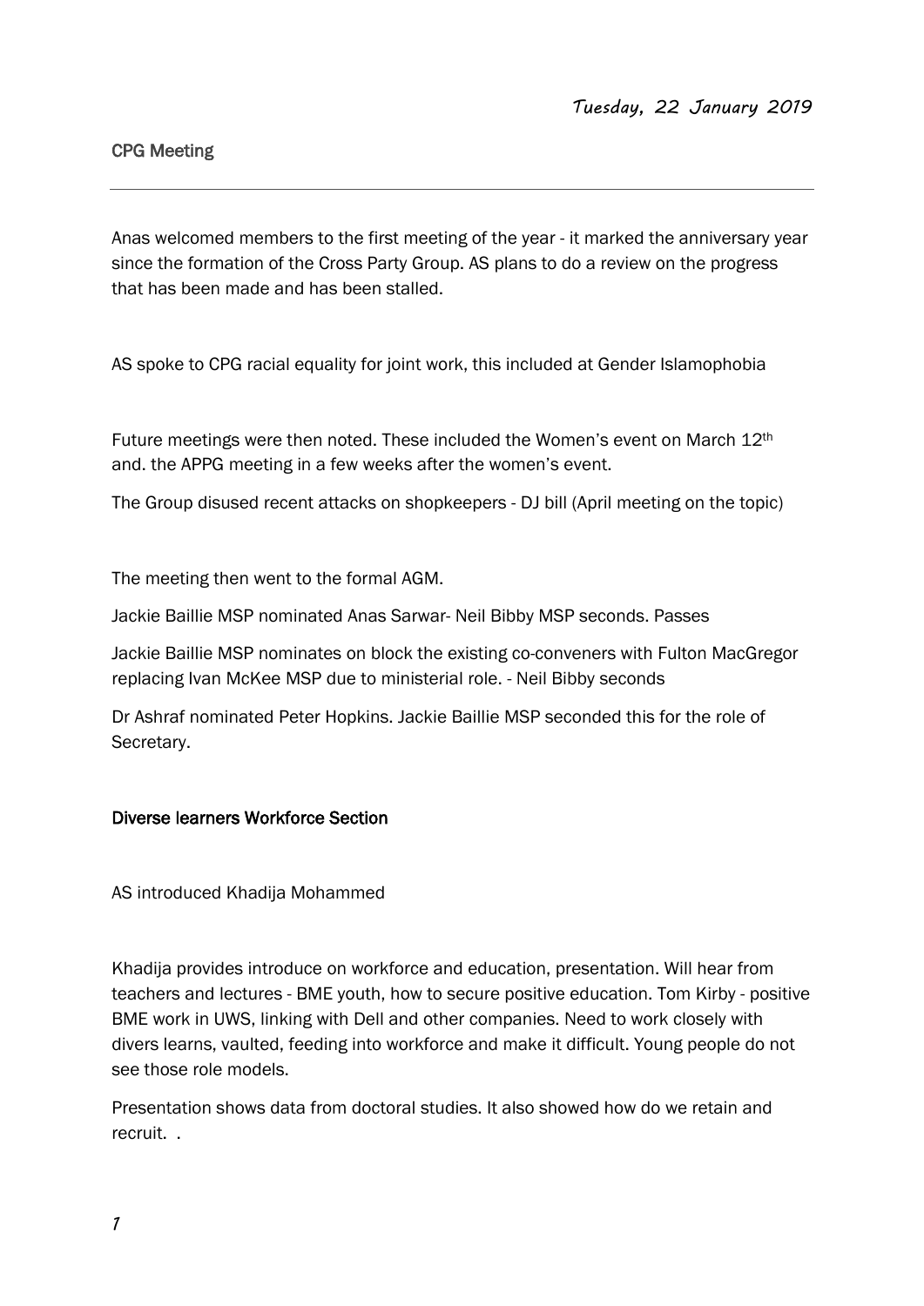*Tuesday, 22 January 2019*

CPG Meeting

---

Anas welcomed members to the first meeting of the year - it marked the anniversary year since the formation of the Cross Party Group. AS plans to do a review on the progress that has been made and has been stalled.

AS spoke to CPG racial equality for joint work, this included at Gender Islamophobia

Future meetings were then noted. These included the Women's event on March 12th and. the APPG meeting in a few weeks after the women's event.

The Group disused recent attacks on shopkeepers - DJ bill (April meeting on the topic)

The meeting then went to the formal AGM.

Jackie Baillie MSP nominated Anas Sarwar- Neil Bibby MSP seconds. Passes

Jackie Baillie MSP nominates on block the existing co-conveners with Fulton MacGregor replacing Ivan McKee MSP due to ministerial role. - Neil Bibby seconds

Dr Ashraf nominated Peter Hopkins. Jackie Baillie MSP seconded this for the role of Secretary.

Diverse learners Workforce Section

AS introduced Khadija Mohammed

Khadija provides introduce on workforce and education, presentation. Will hear from teachers and lectures - BME youth, how to secure positive education. Tom Kirby - positive BME work in UWS, linking with Dell and other companies. Need to work closely with divers learns, vaulted, feeding into workforce and make it difficult. Young people do not see those role models.

Presentation shows data from doctoral studies. It also showed how do we retain and recruit. .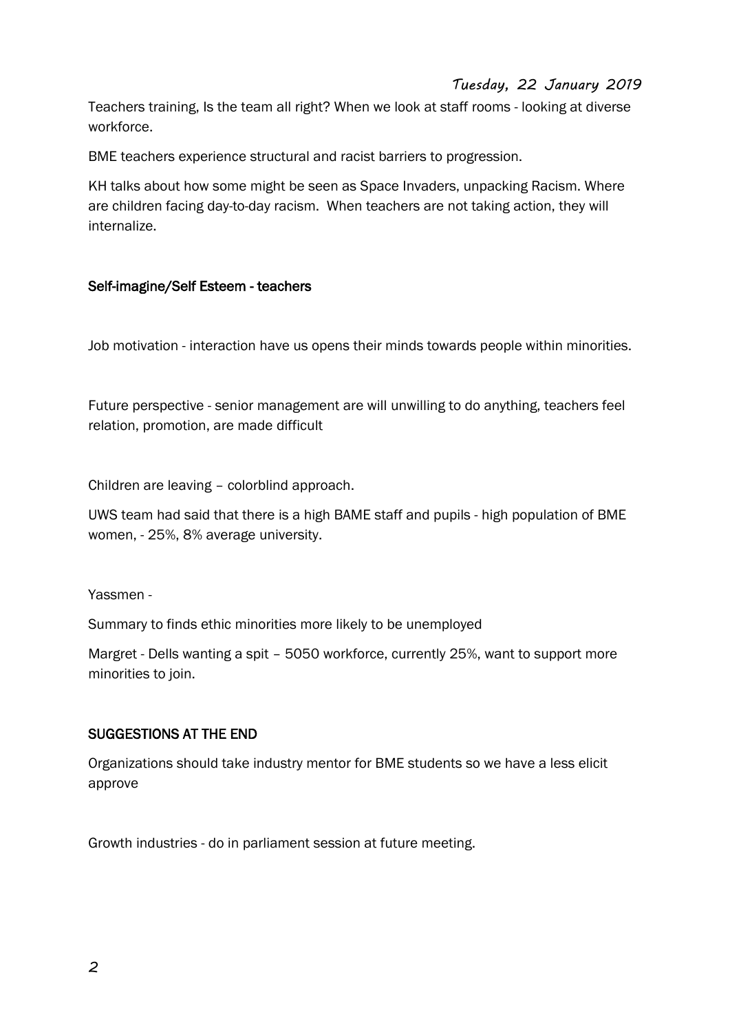*Tuesday, 22 January 2019*

Teachers training, Is the team all right? When we look at staff rooms - looking at diverse workforce.

BME teachers experience structural and racist barriers to progression.

KH talks about how some might be seen as Space Invaders, unpacking Racism. Where are children facing day-to-day racism. When teachers are not taking action, they will internalize.

**Self-imagine/Self Esteem - teachers**

Job motivation - interaction have us opens their minds towards people within minorities.

Future perspective - senior management are will unwilling to do anything, teachers feel relation, promotion, are made difficult

Children are leaving – colorblind approach.

UWS team had said that there is a high BAME staff and pupils - high population of BME women, - 25%, 8% average university.

Yassmen -

Summary to finds ethic minorities more likely to be unemployed

Margret - Dells wanting a spit – 5050 workforce, currently 25%, want to support more minorities to join.

**SUGGESTIONS AT THE END**

Organizations should take industry mentor for BME students so we have a less elicit approve

Growth industries - do in parliament session at future meeting.